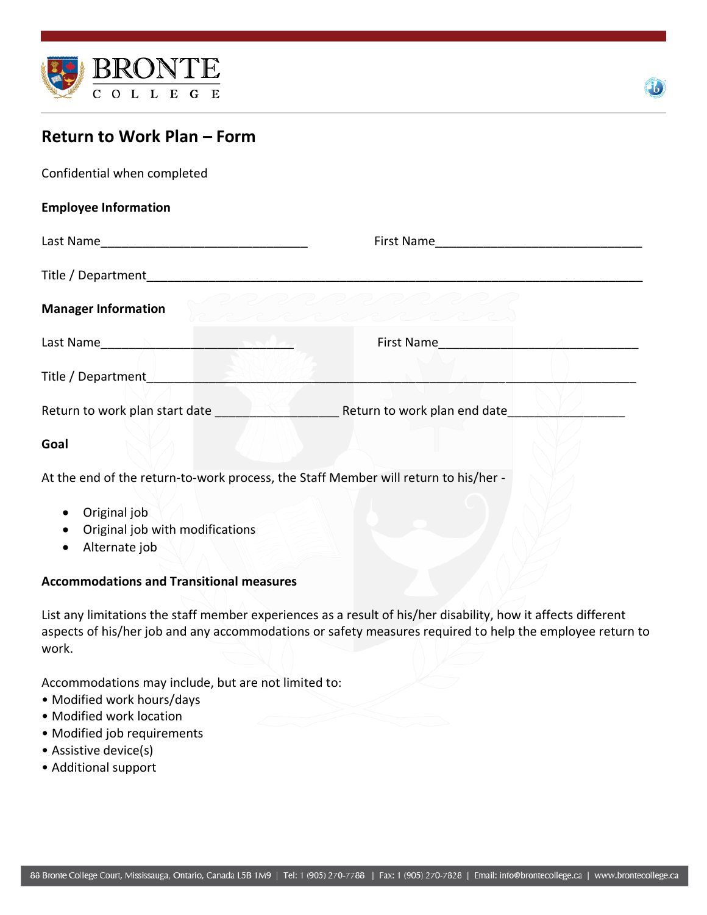# Return to Work Plan – Form

Confidential when completed

**Employee Information**

Last Name______________________________ First Name______________________________

Title / Department______________________________________________________________

**Manager Information**

Last Name____________________________ First Name_____________________________

Title / Department______________________________________________________________

Return to work plan start date __________________ Return to work plan end date_________________

**Goal**

At the end of the return-to-work process, the Staff Member will return to his/her -

- Original job
- Original job with modifications
- Alternate job

**Accommodations and Transitional measures**

List any limitations the staff member experiences as a result of his/her disability, how it affects different aspects of his/her job and any accommodations or safety measures required to help the employee return to work.

Accommodations may include, but are not limited to:

- Modified work hours/days
- Modified work location
- Modified job requirements
- Assistive device(s)
- Additional support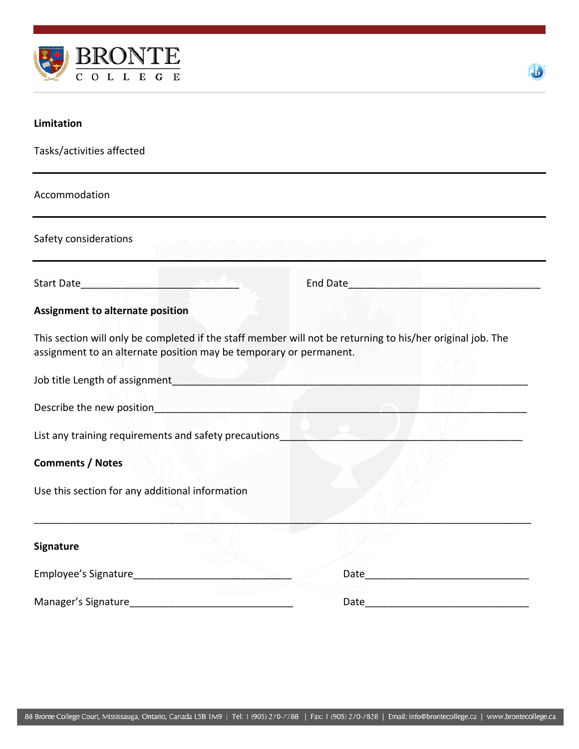**Limitation**

Tasks/activities affected

---

Accommodation

---

Safety considerations

---

Start Date______________________________ End Date____________________________________

**Assignment to alternate position**

This section will only be completed if the staff member will not be returning to his/her original job. The assignment to an alternate position may be temporary or permanent.

Job title Length of assignment___________________________________________________________________

Describe the new position_______________________________________________________________________

List any training requirements and safety precautions______________________________________________

**Comments / Notes**

Use this section for any additional information

____________________________________________________________________________________________

**Signature**

Employee's Signature______________________________ Date______________________________

Manager's Signature_______________________________ Date______________________________